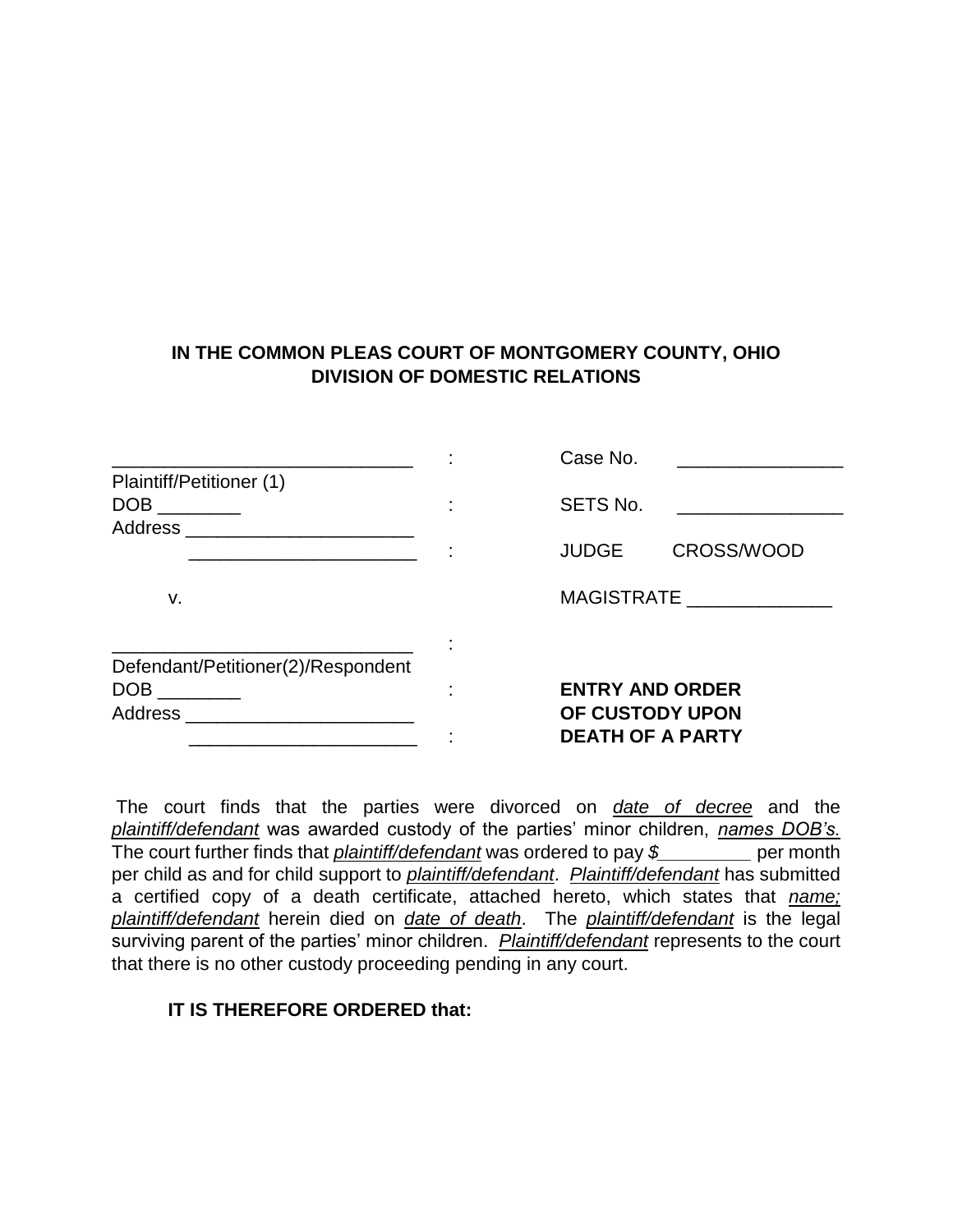**IN THE COMMON PLEAS COURT OF MONTGOMERY COUNTY, OHIO**
**DIVISION OF DOMESTIC RELATIONS**

| | | |
|---|---|---|
| _____________________________ | : | Case No. ________________ |
| Plaintiff/Petitioner (1) | | |
| DOB ________ | : | SETS No. ________________ |
| Address _____________________ | | |
| _____________________ | : | JUDGE CROSS/WOOD |
| v. | | MAGISTRATE ______________ |
| _____________________________ | : | |
| Defendant/Petitioner(2)/Respondent | | |
| DOB ________ | : | **ENTRY AND ORDER** |
| Address _____________________ | | **OF CUSTODY UPON** |
| _____________________ | : | **DEATH OF A PARTY** |

The court finds that the parties were divorced on *date of decree* and the *plaintiff/defendant* was awarded custody of the parties' minor children, *names DOB's.* The court further finds that *plaintiff/defendant* was ordered to pay *$________* per month per child as and for child support to *plaintiff/defendant*. *Plaintiff/defendant* has submitted a certified copy of a death certificate, attached hereto, which states that *name; plaintiff/defendant* herein died on *date of death*. The *plaintiff/defendant* is the legal surviving parent of the parties' minor children. *Plaintiff/defendant* represents to the court that there is no other custody proceeding pending in any court.

**IT IS THEREFORE ORDERED that:**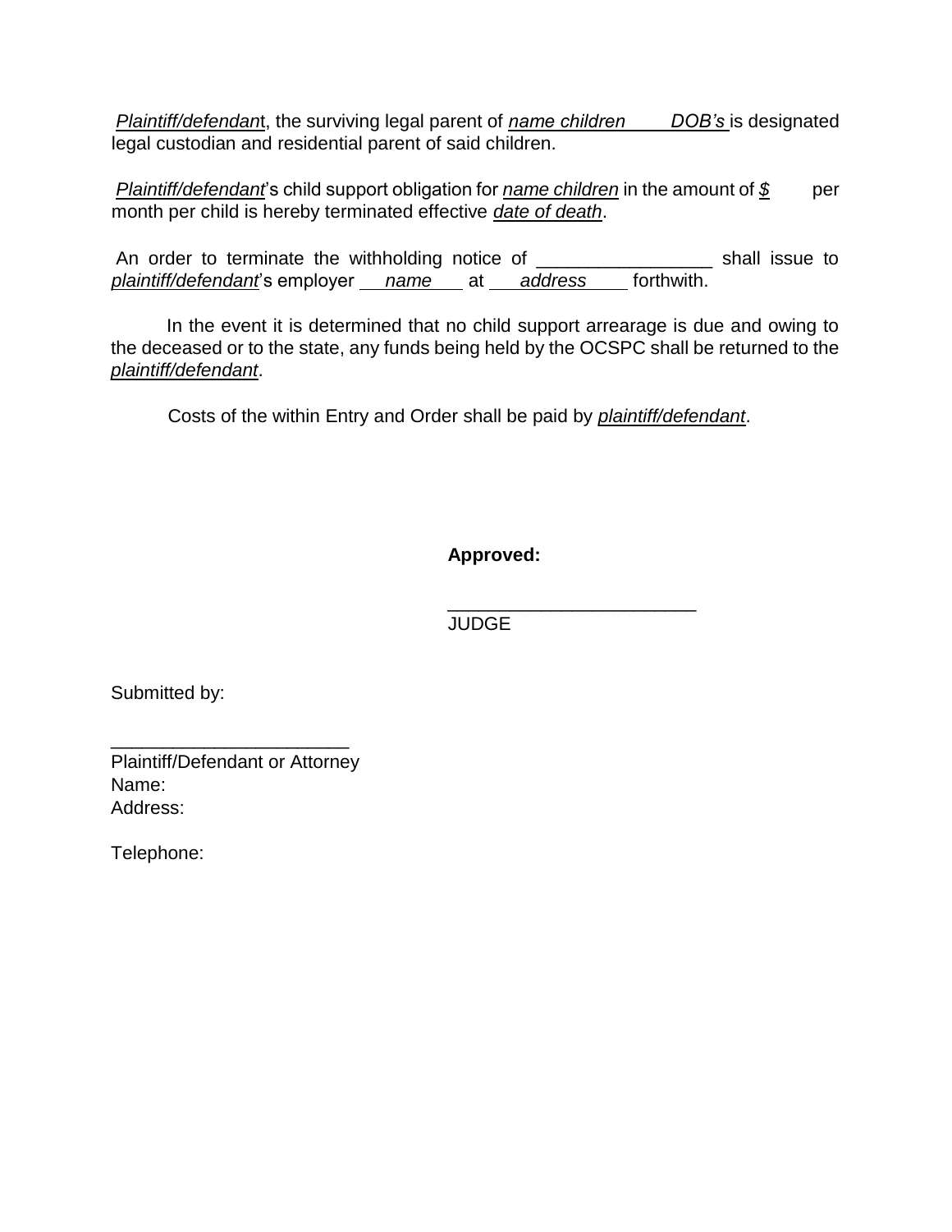*Plaintiff/defendant*, the surviving legal parent of *name children DOB's* is designated legal custodian and residential parent of said children.

*Plaintiff/defendant*'s child support obligation for *name children* in the amount of *$* per month per child is hereby terminated effective *date of death*.

An order to terminate the withholding notice of _________________ shall issue to *plaintiff/defendant*'s employer *name* at *address* forthwith.

In the event it is determined that no child support arrearage is due and owing to the deceased or to the state, any funds being held by the OCSPC shall be returned to the *plaintiff/defendant*.

Costs of the within Entry and Order shall be paid by *plaintiff/defendant*.

**Approved:**

________________________
JUDGE

Submitted by:

________________________
Plaintiff/Defendant or Attorney
Name:
Address:

Telephone: